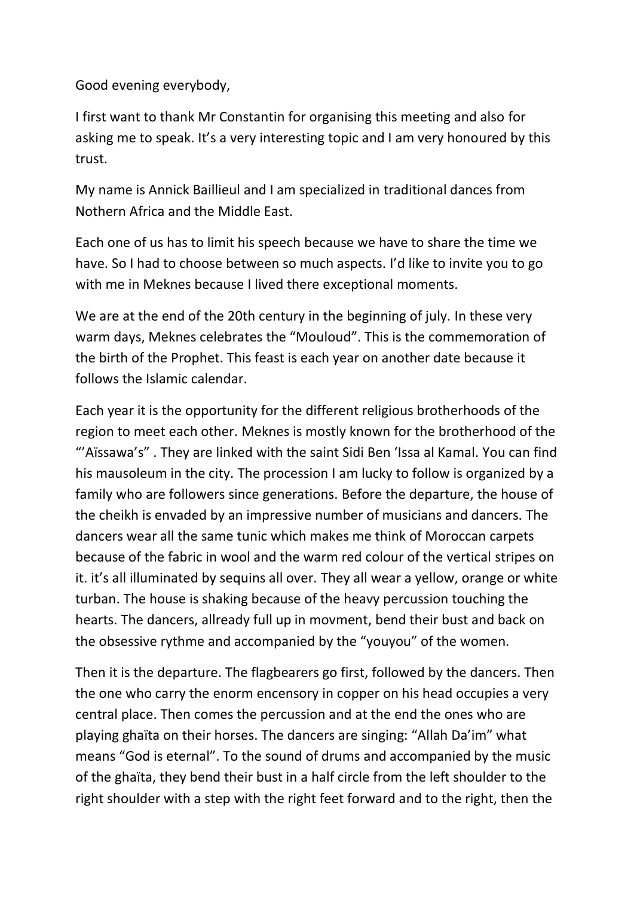Good evening everybody,

I first want to thank Mr Constantin for organising this meeting and also for asking me to speak. It's a very interesting topic and I am very honoured by this trust.

My name is Annick Baillieul and I am specialized in traditional dances from Nothern Africa and the Middle East.

Each one of us has to limit his speech because we have to share the time we have. So I had to choose between so much aspects. I'd like to invite you to go with me in Meknes because I lived there exceptional moments.

We are at the end of the 20th century in the beginning of july. In these very warm days, Meknes celebrates the "Mouloud". This is the commemoration of the birth of the Prophet. This feast is each year on another date because it follows the Islamic calendar.

Each year it is the opportunity for the different religious brotherhoods of the region to meet each other. Meknes is mostly known for the brotherhood of the "'Aïssawa's" . They are linked with the saint Sidi Ben 'Issa al Kamal. You can find his mausoleum in the city. The procession I am lucky to follow is organized by a family who are followers since generations. Before the departure, the house of the cheikh is envaded by an impressive number of musicians and dancers. The dancers wear all the same tunic which makes me think of Moroccan carpets because of the fabric in wool and the warm red colour of the vertical stripes on it. it's all illuminated by sequins all over. They all wear a yellow, orange or white turban. The house is shaking because of the heavy percussion touching the hearts. The dancers, allready full up in movment, bend their bust and back on the obsessive rythme and accompanied by the "youyou" of the women.

Then it is the departure. The flagbearers go first, followed by the dancers. Then the one who carry the enorm encensory in copper on his head occupies a very central place. Then comes the percussion and at the end the ones who are playing ghaïta on their horses. The dancers are singing: "Allah Da'im" what means "God is eternal". To the sound of drums and accompanied by the music of the ghaïta, they bend their bust in a half circle from the left shoulder to the right shoulder with a step with the right feet forward and to the right, then the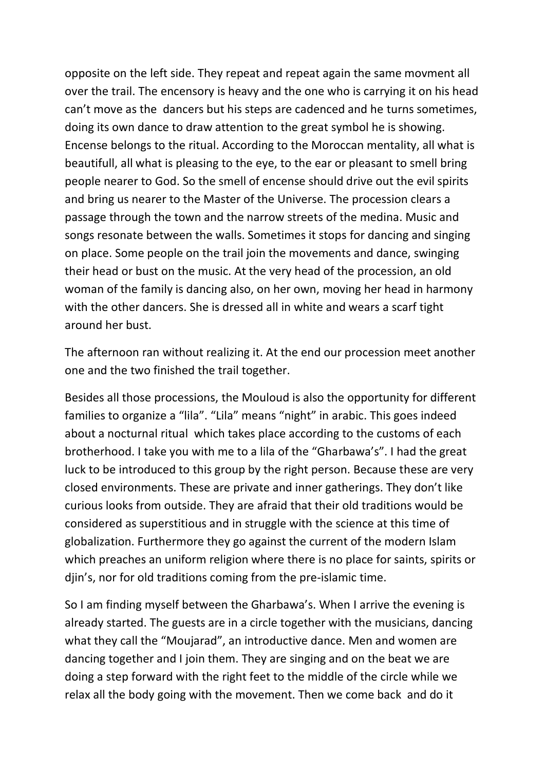opposite on the left side. They repeat and repeat again the same movment all over the trail. The encensory is heavy and the one who is carrying it on his head can't move as the dancers but his steps are cadenced and he turns sometimes, doing its own dance to draw attention to the great symbol he is showing. Encense belongs to the ritual. According to the Moroccan mentality, all what is beautifull, all what is pleasing to the eye, to the ear or pleasant to smell bring people nearer to God. So the smell of encense should drive out the evil spirits and bring us nearer to the Master of the Universe. The procession clears a passage through the town and the narrow streets of the medina. Music and songs resonate between the walls. Sometimes it stops for dancing and singing on place. Some people on the trail join the movements and dance, swinging their head or bust on the music. At the very head of the procession, an old woman of the family is dancing also, on her own, moving her head in harmony with the other dancers. She is dressed all in white and wears a scarf tight around her bust.

The afternoon ran without realizing it. At the end our procession meet another one and the two finished the trail together.

Besides all those processions, the Mouloud is also the opportunity for different families to organize a "lila". "Lila" means "night" in arabic. This goes indeed about a nocturnal ritual which takes place according to the customs of each brotherhood. I take you with me to a lila of the "Gharbawa's". I had the great luck to be introduced to this group by the right person. Because these are very closed environments. These are private and inner gatherings. They don't like curious looks from outside. They are afraid that their old traditions would be considered as superstitious and in struggle with the science at this time of globalization. Furthermore they go against the current of the modern Islam which preaches an uniform religion where there is no place for saints, spirits or djin's, nor for old traditions coming from the pre-islamic time.

So I am finding myself between the Gharbawa's. When I arrive the evening is already started. The guests are in a circle together with the musicians, dancing what they call the "Moujarad", an introductive dance. Men and women are dancing together and I join them. They are singing and on the beat we are doing a step forward with the right feet to the middle of the circle while we relax all the body going with the movement. Then we come back and do it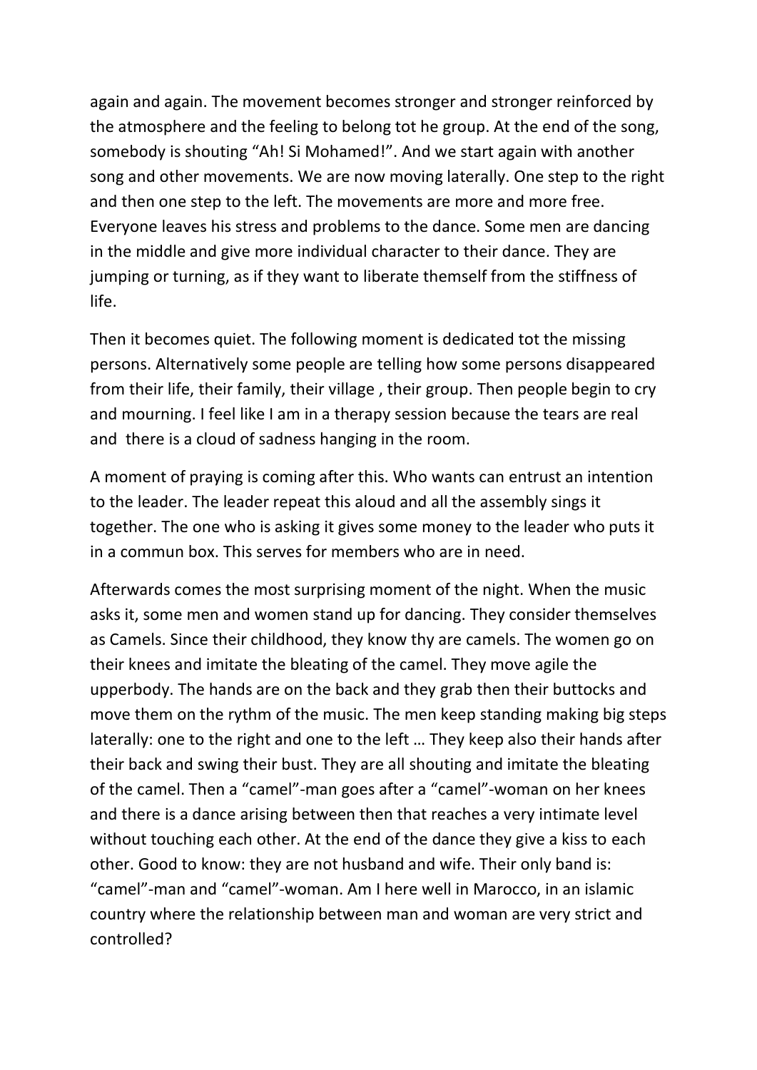again and again. The movement becomes stronger and stronger reinforced by the atmosphere and the feeling to belong tot he group. At the end of the song, somebody is shouting “Ah! Si Mohamed!”. And we start again with another song and other movements. We are now moving laterally. One step to the right and then one step to the left. The movements are more and more free. Everyone leaves his stress and problems to the dance. Some men are dancing in the middle and give more individual character to their dance. They are jumping or turning, as if they want to liberate themself from the stiffness of life.

Then it becomes quiet. The following moment is dedicated tot the missing persons. Alternatively some people are telling how some persons disappeared from their life, their family, their village , their group. Then people begin to cry and mourning. I feel like I am in a therapy session because the tears are real and there is a cloud of sadness hanging in the room.

A moment of praying is coming after this. Who wants can entrust an intention to the leader. The leader repeat this aloud and all the assembly sings it together. The one who is asking it gives some money to the leader who puts it in a commun box. This serves for members who are in need.

Afterwards comes the most surprising moment of the night. When the music asks it, some men and women stand up for dancing. They consider themselves as Camels. Since their childhood, they know thy are camels. The women go on their knees and imitate the bleating of the camel. They move agile the upperbody. The hands are on the back and they grab then their buttocks and move them on the rythm of the music. The men keep standing making big steps laterally: one to the right and one to the left … They keep also their hands after their back and swing their bust. They are all shouting and imitate the bleating of the camel. Then a “camel”-man goes after a “camel”-woman on her knees and there is a dance arising between then that reaches a very intimate level without touching each other. At the end of the dance they give a kiss to each other. Good to know: they are not husband and wife. Their only band is: “camel”-man and “camel”-woman. Am I here well in Marocco, in an islamic country where the relationship between man and woman are very strict and controlled?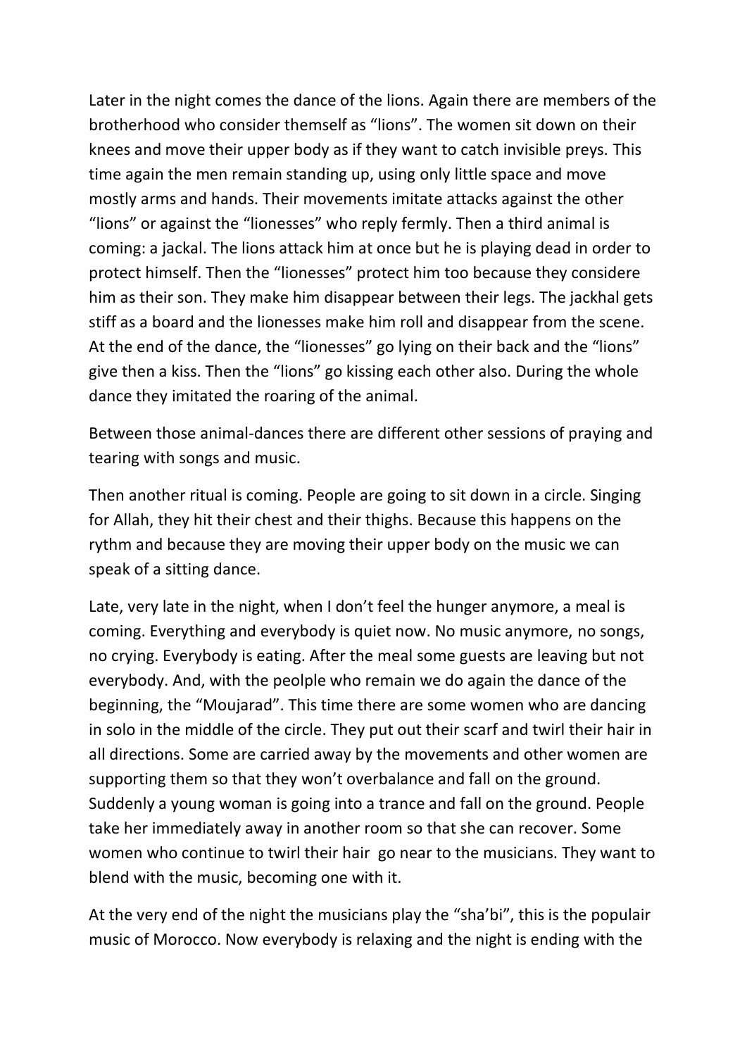Later in the night comes the dance of the lions. Again there are members of the brotherhood who consider themself as "lions". The women sit down on their knees and move their upper body as if they want to catch invisible preys. This time again the men remain standing up, using only little space and move mostly arms and hands. Their movements imitate attacks against the other "lions" or against the "lionesses" who reply fermly. Then a third animal is coming: a jackal. The lions attack him at once but he is playing dead in order to protect himself. Then the "lionesses" protect him too because they considere him as their son. They make him disappear between their legs. The jackhal gets stiff as a board and the lionesses make him roll and disappear from the scene. At the end of the dance, the "lionesses" go lying on their back and the "lions" give then a kiss. Then the "lions" go kissing each other also. During the whole dance they imitated the roaring of the animal.

Between those animal-dances there are different other sessions of praying and tearing with songs and music.

Then another ritual is coming. People are going to sit down in a circle. Singing for Allah, they hit their chest and their thighs. Because this happens on the rythm and because they are moving their upper body on the music we can speak of a sitting dance.

Late, very late in the night, when I don't feel the hunger anymore, a meal is coming. Everything and everybody is quiet now. No music anymore, no songs, no crying. Everybody is eating. After the meal some guests are leaving but not everybody. And, with the peolple who remain we do again the dance of the beginning, the "Moujarad". This time there are some women who are dancing in solo in the middle of the circle. They put out their scarf and twirl their hair in all directions. Some are carried away by the movements and other women are supporting them so that they won't overbalance and fall on the ground. Suddenly a young woman is going into a trance and fall on the ground. People take her immediately away in another room so that she can recover. Some women who continue to twirl their hair go near to the musicians. They want to blend with the music, becoming one with it.

At the very end of the night the musicians play the "sha'bi", this is the populair music of Morocco. Now everybody is relaxing and the night is ending with the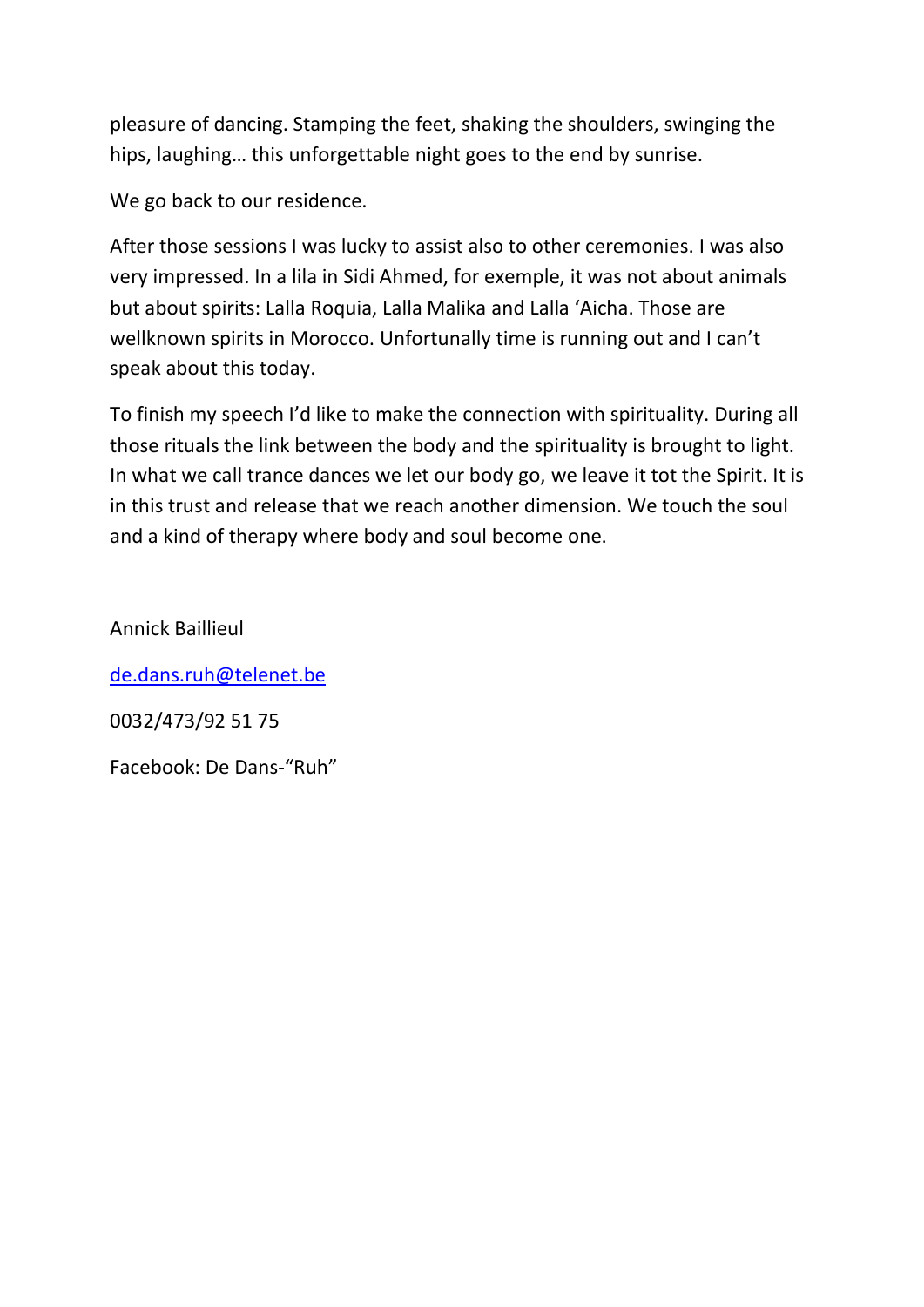pleasure of dancing. Stamping the feet, shaking the shoulders, swinging the hips, laughing… this unforgettable night goes to the end by sunrise.

We go back to our residence.

After those sessions I was lucky to assist also to other ceremonies. I was also very impressed. In a lila in Sidi Ahmed, for exemple, it was not about animals but about spirits: Lalla Roquia, Lalla Malika and Lalla 'Aicha. Those are wellknown spirits in Morocco. Unfortunally time is running out and I can't speak about this today.

To finish my speech I'd like to make the connection with spirituality. During all those rituals the link between the body and the spirituality is brought to light. In what we call trance dances we let our body go, we leave it tot the Spirit. It is in this trust and release that we reach another dimension. We touch the soul and a kind of therapy where body and soul become one.

Annick Baillieul

de.dans.ruh@telenet.be

0032/473/92 51 75

Facebook: De Dans-"Ruh"